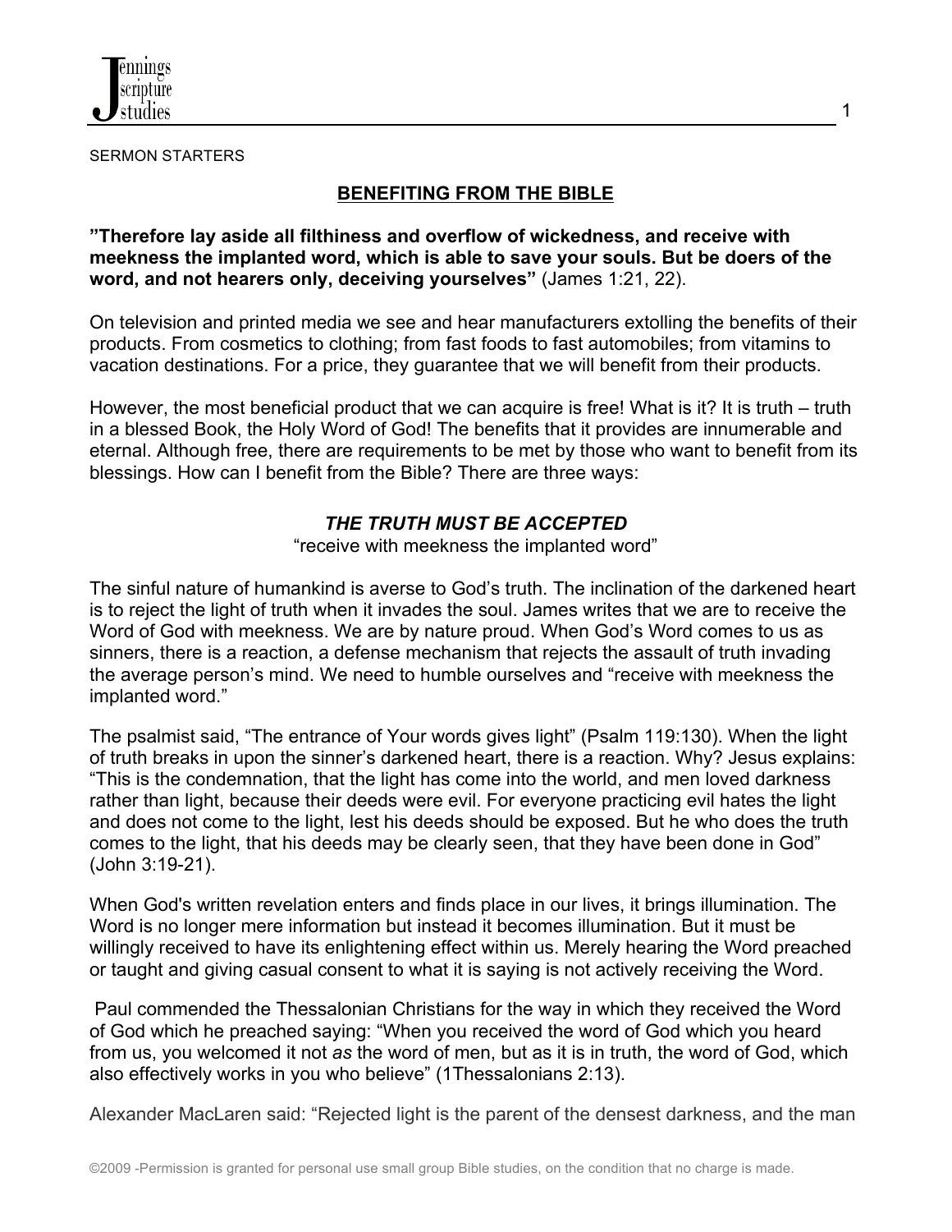SERMON STARTERS

# BENEFITING FROM THE BIBLE

**"Therefore lay aside all filthiness and overflow of wickedness, and receive with meekness the implanted word, which is able to save your souls. But be doers of the word, and not hearers only, deceiving yourselves"** (James 1:21, 22).

On television and printed media we see and hear manufacturers extolling the benefits of their products. From cosmetics to clothing; from fast foods to fast automobiles; from vitamins to vacation destinations. For a price, they guarantee that we will benefit from their products.

However, the most beneficial product that we can acquire is free! What is it? It is truth – truth in a blessed Book, the Holy Word of God! The benefits that it provides are innumerable and eternal. Although free, there are requirements to be met by those who want to benefit from its blessings. How can I benefit from the Bible? There are three ways:

## *THE TRUTH MUST BE ACCEPTED*

"receive with meekness the implanted word"

The sinful nature of humankind is averse to God's truth. The inclination of the darkened heart is to reject the light of truth when it invades the soul. James writes that we are to receive the Word of God with meekness. We are by nature proud. When God's Word comes to us as sinners, there is a reaction, a defense mechanism that rejects the assault of truth invading the average person's mind. We need to humble ourselves and "receive with meekness the implanted word."

The psalmist said, "The entrance of Your words gives light" (Psalm 119:130). When the light of truth breaks in upon the sinner's darkened heart, there is a reaction. Why? Jesus explains: "This is the condemnation, that the light has come into the world, and men loved darkness rather than light, because their deeds were evil. For everyone practicing evil hates the light and does not come to the light, lest his deeds should be exposed. But he who does the truth comes to the light, that his deeds may be clearly seen, that they have been done in God" (John 3:19-21).

When God's written revelation enters and finds place in our lives, it brings illumination. The Word is no longer mere information but instead it becomes illumination. But it must be willingly received to have its enlightening effect within us. Merely hearing the Word preached or taught and giving casual consent to what it is saying is not actively receiving the Word.

Paul commended the Thessalonian Christians for the way in which they received the Word of God which he preached saying: "When you received the word of God which you heard from us, you welcomed it not *as* the word of men, but as it is in truth, the word of God, which also effectively works in you who believe" (1Thessalonians 2:13).

Alexander MacLaren said: "Rejected light is the parent of the densest darkness, and the man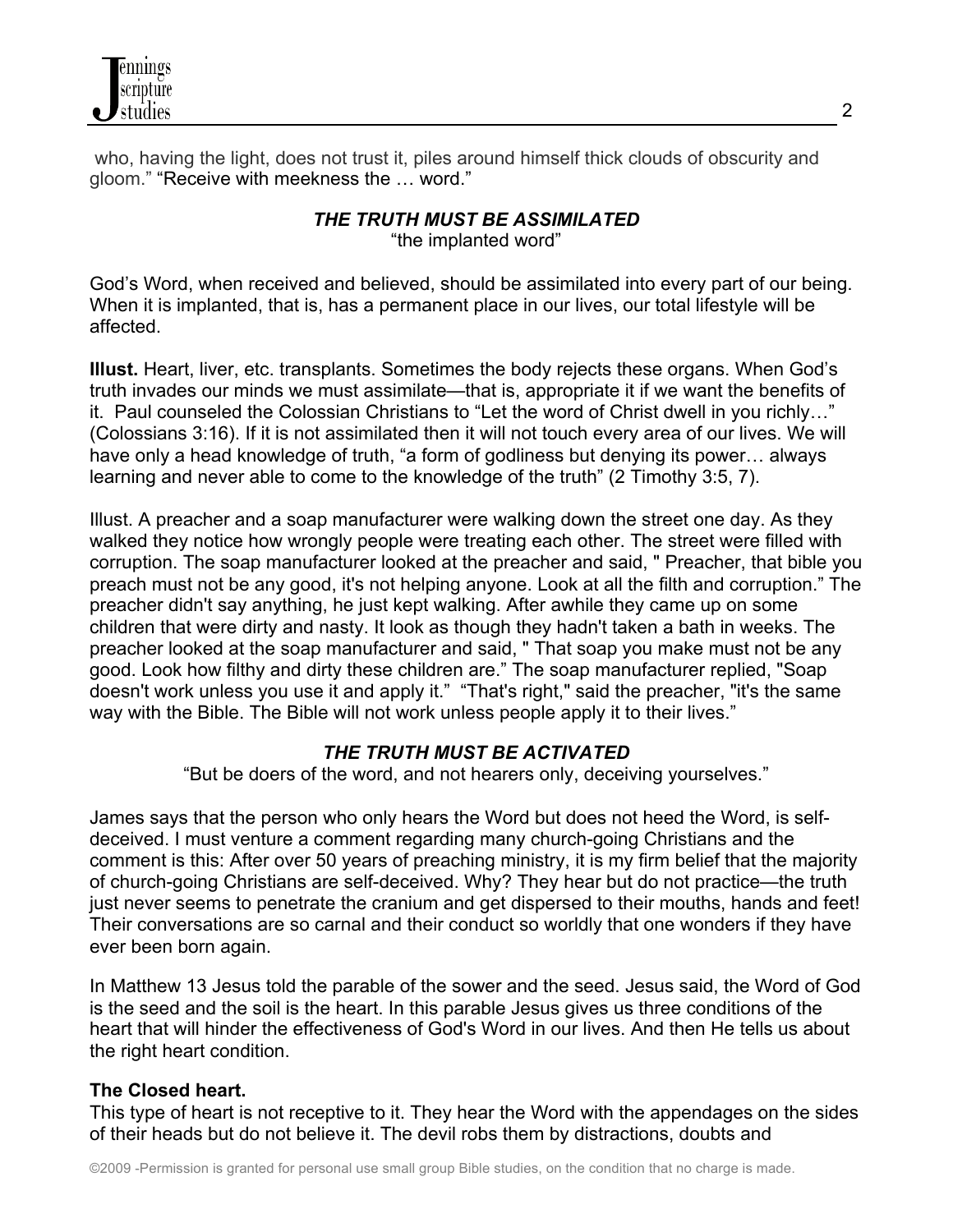who, having the light, does not trust it, piles around himself thick clouds of obscurity and gloom." "Receive with meekness the … word."

### *THE TRUTH MUST BE ASSIMILATED*

"the implanted word"

God's Word, when received and believed, should be assimilated into every part of our being. When it is implanted, that is, has a permanent place in our lives, our total lifestyle will be affected.

**Illust.** Heart, liver, etc. transplants. Sometimes the body rejects these organs. When God's truth invades our minds we must assimilate—that is, appropriate it if we want the benefits of it. Paul counseled the Colossian Christians to "Let the word of Christ dwell in you richly…" (Colossians 3:16). If it is not assimilated then it will not touch every area of our lives. We will have only a head knowledge of truth, "a form of godliness but denying its power… always learning and never able to come to the knowledge of the truth" (2 Timothy 3:5, 7).

Illust. A preacher and a soap manufacturer were walking down the street one day. As they walked they notice how wrongly people were treating each other. The street were filled with corruption. The soap manufacturer looked at the preacher and said, " Preacher, that bible you preach must not be any good, it's not helping anyone. Look at all the filth and corruption." The preacher didn't say anything, he just kept walking. After awhile they came up on some children that were dirty and nasty. It look as though they hadn't taken a bath in weeks. The preacher looked at the soap manufacturer and said, " That soap you make must not be any good. Look how filthy and dirty these children are." The soap manufacturer replied, "Soap doesn't work unless you use it and apply it." "That's right," said the preacher, "it's the same way with the Bible. The Bible will not work unless people apply it to their lives."

### *THE TRUTH MUST BE ACTIVATED*

"But be doers of the word, and not hearers only, deceiving yourselves."

James says that the person who only hears the Word but does not heed the Word, is self-deceived. I must venture a comment regarding many church-going Christians and the comment is this: After over 50 years of preaching ministry, it is my firm belief that the majority of church-going Christians are self-deceived. Why? They hear but do not practice—the truth just never seems to penetrate the cranium and get dispersed to their mouths, hands and feet! Their conversations are so carnal and their conduct so worldly that one wonders if they have ever been born again.

In Matthew 13 Jesus told the parable of the sower and the seed. Jesus said, the Word of God is the seed and the soil is the heart. In this parable Jesus gives us three conditions of the heart that will hinder the effectiveness of God's Word in our lives. And then He tells us about the right heart condition.

**The Closed heart.**
This type of heart is not receptive to it. They hear the Word with the appendages on the sides of their heads but do not believe it. The devil robs them by distractions, doubts and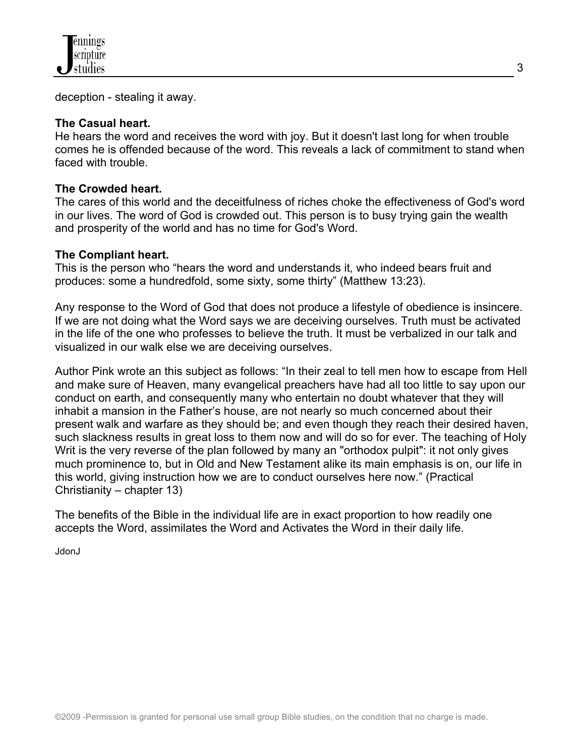deception - stealing it away.

**The Casual heart.**
He hears the word and receives the word with joy. But it doesn't last long for when trouble comes he is offended because of the word. This reveals a lack of commitment to stand when faced with trouble.

**The Crowded heart.**
The cares of this world and the deceitfulness of riches choke the effectiveness of God's word in our lives. The word of God is crowded out. This person is to busy trying gain the wealth and prosperity of the world and has no time for God's Word.

**The Compliant heart.**
This is the person who "hears the word and understands it, who indeed bears fruit and produces: some a hundredfold, some sixty, some thirty" (Matthew 13:23).

Any response to the Word of God that does not produce a lifestyle of obedience is insincere. If we are not doing what the Word says we are deceiving ourselves. Truth must be activated in the life of the one who professes to believe the truth. It must be verbalized in our talk and visualized in our walk else we are deceiving ourselves.

Author Pink wrote an this subject as follows: "In their zeal to tell men how to escape from Hell and make sure of Heaven, many evangelical preachers have had all too little to say upon our conduct on earth, and consequently many who entertain no doubt whatever that they will inhabit a mansion in the Father's house, are not nearly so much concerned about their present walk and warfare as they should be; and even though they reach their desired haven, such slackness results in great loss to them now and will do so for ever. The teaching of Holy Writ is the very reverse of the plan followed by many an "orthodox pulpit": it not only gives much prominence to, but in Old and New Testament alike its main emphasis is on, our life in this world, giving instruction how we are to conduct ourselves here now." (Practical Christianity – chapter 13)

The benefits of the Bible in the individual life are in exact proportion to how readily one accepts the Word, assimilates the Word and Activates the Word in their daily life.

JdonJ

©2009 -Permission is granted for personal use small group Bible studies, on the condition that no charge is made.